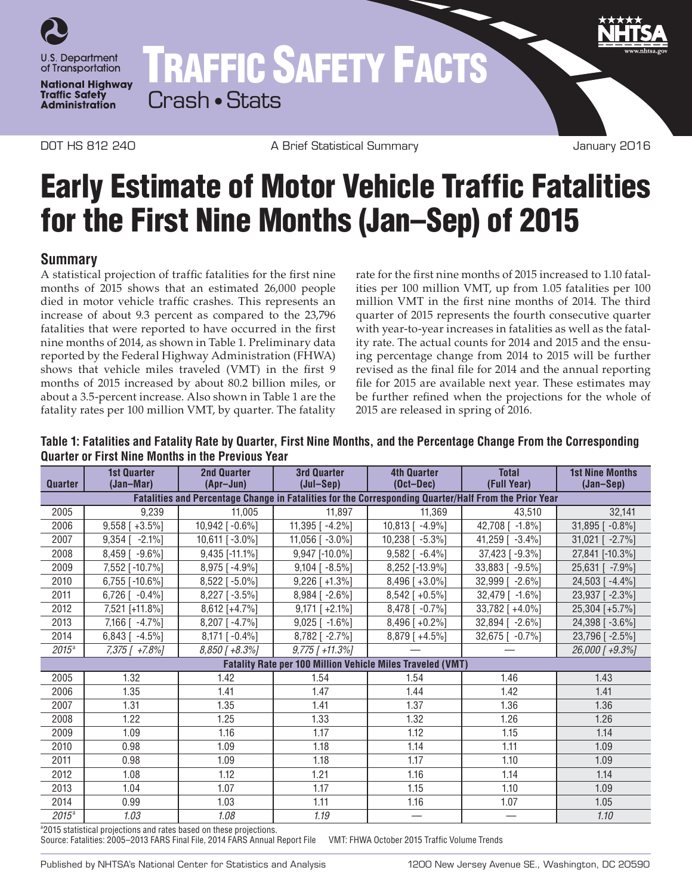U.S. Department of Transportation

National Highway Traffic Safety Administration

# TRAFFIC SAFETY FACTS

Crash • Stats

DOT HS 812 240 | A Brief Statistical Summary | January 2016

# Early Estimate of Motor Vehicle Traffic Fatalities for the First Nine Months (Jan–Sep) of 2015

## Summary

A statistical projection of traffic fatalities for the first nine months of 2015 shows that an estimated 26,000 people died in motor vehicle traffic crashes. This represents an increase of about 9.3 percent as compared to the 23,796 fatalities that were reported to have occurred in the first nine months of 2014, as shown in Table 1. Preliminary data reported by the Federal Highway Administration (FHWA) shows that vehicle miles traveled (VMT) in the first 9 months of 2015 increased by about 80.2 billion miles, or about a 3.5-percent increase. Also shown in Table 1 are the fatality rates per 100 million VMT, by quarter. The fatality rate for the first nine months of 2015 increased to 1.10 fatalities per 100 million VMT, up from 1.05 fatalities per 100 million VMT in the first nine months of 2014. The third quarter of 2015 represents the fourth consecutive quarter with year-to-year increases in fatalities as well as the fatality rate. The actual counts for 2014 and 2015 and the ensuing percentage change from 2014 to 2015 will be further revised as the final file for 2014 and the annual reporting file for 2015 are available next year. These estimates may be further refined when the projections for the whole of 2015 are released in spring of 2016.

**Table 1: Fatalities and Fatality Rate by Quarter, First Nine Months, and the Percentage Change From the Corresponding Quarter or First Nine Months in the Previous Year**

| Quarter | 1st Quarter (Jan–Mar) | 2nd Quarter (Apr–Jun) | 3rd Quarter (Jul–Sep) | 4th Quarter (Oct–Dec) | Total (Full Year) | 1st Nine Months (Jan–Sep) |
|---|---|---|---|---|---|---|
| **Fatalities and Percentage Change in Fatalities for the Corresponding Quarter/Half From the Prior Year** | | | | | | |
| 2005 | 9,239 | 11,005 | 11,897 | 11,369 | 43,510 | 32,141 |
| 2006 | 9,558 [ +3.5%] | 10,942 [ -0.6%] | 11,395 [ -4.2%] | 10,813 [ -4.9%] | 42,708 [ -1.8%] | 31,895 [ -0.8%] |
| 2007 | 9,354 [ -2.1%] | 10,611 [ -3.0%] | 11,056 [ -3.0%] | 10,238 [ -5.3%] | 41,259 [ -3.4%] | 31,021 [ -2.7%] |
| 2008 | 8,459 [ -9.6%] | 9,435 [-11.1%] | 9,947 [-10.0%] | 9,582 [ -6.4%] | 37,423 [ -9.3%] | 27,841 [-10.3%] |
| 2009 | 7,552 [-10.7%] | 8,975 [ -4.9%] | 9,104 [ -8.5%] | 8,252 [-13.9%] | 33,883 [ -9.5%] | 25,631 [ -7.9%] |
| 2010 | 6,755 [-10.6%] | 8,522 [ -5.0%] | 9,226 [ +1.3%] | 8,496 [ +3.0%] | 32,999 [ -2.6%] | 24,503 [ -4.4%] |
| 2011 | 6,726 [ -0.4%] | 8,227 [ -3.5%] | 8,984 [ -2.6%] | 8,542 [ +0.5%] | 32,479 [ -1.6%] | 23,937 [ -2.3%] |
| 2012 | 7,521 [+11.8%] | 8,612 [+4.7%] | 9,171 [ +2.1%] | 8,478 [ -0.7%] | 33,782 [ +4.0%] | 25,304 [ +5.7%] |
| 2013 | 7,166 [ -4.7%] | 8,207 [ -4.7%] | 9,025 [ -1.6%] | 8,496 [ +0.2%] | 32,894 [ -2.6%] | 24,398 [ -3.6%] |
| 2014 | 6,843 [ -4.5%] | 8,171 [ -0.4%] | 8,782 [ -2.7%] | 8,879 [ +4.5%] | 32,675 [ -0.7%] | 23,796 [ -2.5%] |
| *2015[a]* | *7,375 [ +7.8%]* | *8,850 [ +8.3%]* | *9,775 [ +11.3%]* | — | — | *26,000 [ +9.3%]* |
| **Fatality Rate per 100 Million Vehicle Miles Traveled (VMT)** | | | | | | |
| 2005 | 1.32 | 1.42 | 1.54 | 1.54 | 1.46 | 1.43 |
| 2006 | 1.35 | 1.41 | 1.47 | 1.44 | 1.42 | 1.41 |
| 2007 | 1.31 | 1.35 | 1.41 | 1.37 | 1.36 | 1.36 |
| 2008 | 1.22 | 1.25 | 1.33 | 1.32 | 1.26 | 1.26 |
| 2009 | 1.09 | 1.16 | 1.17 | 1.12 | 1.15 | 1.14 |
| 2010 | 0.98 | 1.09 | 1.18 | 1.14 | 1.11 | 1.09 |
| 2011 | 0.98 | 1.09 | 1.18 | 1.17 | 1.10 | 1.09 |
| 2012 | 1.08 | 1.12 | 1.21 | 1.16 | 1.14 | 1.14 |
| 2013 | 1.04 | 1.07 | 1.17 | 1.15 | 1.10 | 1.09 |
| 2014 | 0.99 | 1.03 | 1.11 | 1.16 | 1.07 | 1.05 |
| *2015[a]* | *1.03* | *1.08* | *1.19* | — | — | *1.10* |

[a]2015 statistical projections and rates based on these projections.

Source: Fatalities: 2005–2013 FARS Final File, 2014 FARS Annual Report File VMT: FHWA October 2015 Traffic Volume Trends

Published by NHTSA's National Center for Statistics and Analysis 1200 New Jersey Avenue SE., Washington, DC 20590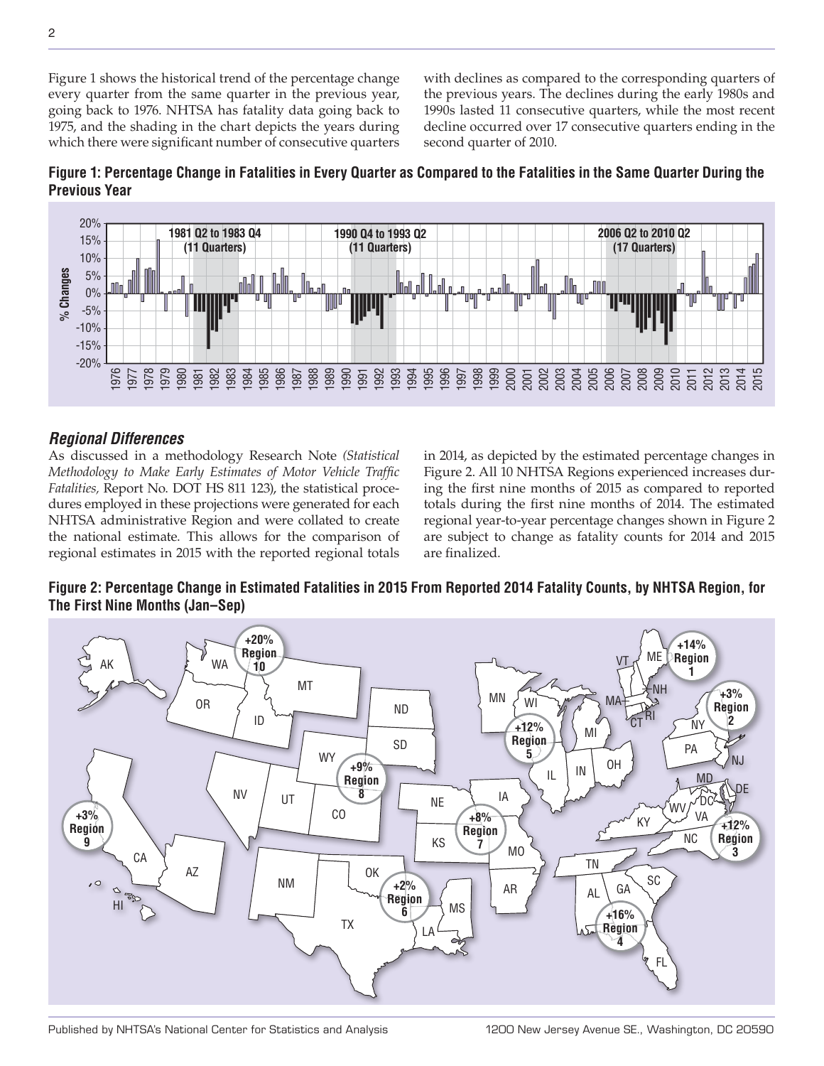Figure 1 shows the historical trend of the percentage change every quarter from the same quarter in the previous year, going back to 1976. NHTSA has fatality data going back to 1975, and the shading in the chart depicts the years during which there were significant number of consecutive quarters with declines as compared to the corresponding quarters of the previous years. The declines during the early 1980s and 1990s lasted 11 consecutive quarters, while the most recent decline occurred over 17 consecutive quarters ending in the second quarter of 2010.

**Figure 1: Percentage Change in Fatalities in Every Quarter as Compared to the Fatalities in the Same Quarter During the Previous Year**

### *Regional Differences*

As discussed in a methodology Research Note *(Statistical Methodology to Make Early Estimates of Motor Vehicle Traffic Fatalities,* Report No. DOT HS 811 123), the statistical procedures employed in these projections were generated for each NHTSA administrative Region and were collated to create the national estimate. This allows for the comparison of regional estimates in 2015 with the reported regional totals in 2014, as depicted by the estimated percentage changes in Figure 2. All 10 NHTSA Regions experienced increases during the first nine months of 2015 as compared to reported totals during the first nine months of 2014. The estimated regional year-to-year percentage changes shown in Figure 2 are subject to change as fatality counts for 2014 and 2015 are finalized.

**Figure 2: Percentage Change in Estimated Fatalities in 2015 From Reported 2014 Fatality Counts, by NHTSA Region, for The First Nine Months (Jan–Sep)**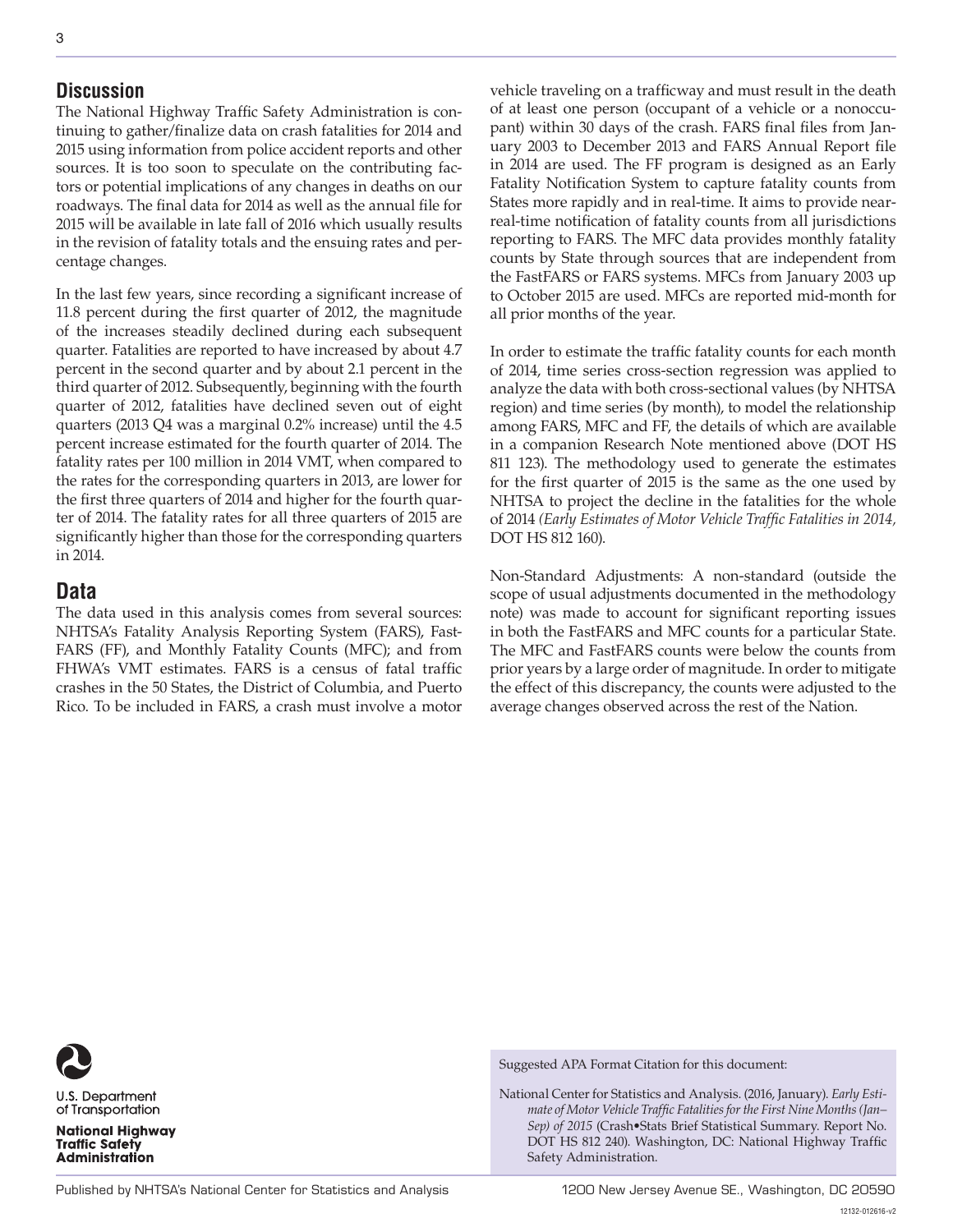## Discussion

The National Highway Traffic Safety Administration is continuing to gather/finalize data on crash fatalities for 2014 and 2015 using information from police accident reports and other sources. It is too soon to speculate on the contributing factors or potential implications of any changes in deaths on our roadways. The final data for 2014 as well as the annual file for 2015 will be available in late fall of 2016 which usually results in the revision of fatality totals and the ensuing rates and percentage changes.

In the last few years, since recording a significant increase of 11.8 percent during the first quarter of 2012, the magnitude of the increases steadily declined during each subsequent quarter. Fatalities are reported to have increased by about 4.7 percent in the second quarter and by about 2.1 percent in the third quarter of 2012. Subsequently, beginning with the fourth quarter of 2012, fatalities have declined seven out of eight quarters (2013 Q4 was a marginal 0.2% increase) until the 4.5 percent increase estimated for the fourth quarter of 2014. The fatality rates per 100 million in 2014 VMT, when compared to the rates for the corresponding quarters in 2013, are lower for the first three quarters of 2014 and higher for the fourth quarter of 2014. The fatality rates for all three quarters of 2015 are significantly higher than those for the corresponding quarters in 2014.

## Data

The data used in this analysis comes from several sources: NHTSA's Fatality Analysis Reporting System (FARS), FastFARS (FF), and Monthly Fatality Counts (MFC); and from FHWA's VMT estimates. FARS is a census of fatal traffic crashes in the 50 States, the District of Columbia, and Puerto Rico. To be included in FARS, a crash must involve a motor vehicle traveling on a trafficway and must result in the death of at least one person (occupant of a vehicle or a nonoccupant) within 30 days of the crash. FARS final files from January 2003 to December 2013 and FARS Annual Report file in 2014 are used. The FF program is designed as an Early Fatality Notification System to capture fatality counts from States more rapidly and in real-time. It aims to provide near-real-time notification of fatality counts from all jurisdictions reporting to FARS. The MFC data provides monthly fatality counts by State through sources that are independent from the FastFARS or FARS systems. MFCs from January 2003 up to October 2015 are used. MFCs are reported mid-month for all prior months of the year.

In order to estimate the traffic fatality counts for each month of 2014, time series cross-section regression was applied to analyze the data with both cross-sectional values (by NHTSA region) and time series (by month), to model the relationship among FARS, MFC and FF, the details of which are available in a companion Research Note mentioned above (DOT HS 811 123). The methodology used to generate the estimates for the first quarter of 2015 is the same as the one used by NHTSA to project the decline in the fatalities for the whole of 2014 (*Early Estimates of Motor Vehicle Traffic Fatalities in 2014*, DOT HS 812 160).

Non-Standard Adjustments: A non-standard (outside the scope of usual adjustments documented in the methodology note) was made to account for significant reporting issues in both the FastFARS and MFC counts for a particular State. The MFC and FastFARS counts were below the counts from prior years by a large order of magnitude. In order to mitigate the effect of this discrepancy, the counts were adjusted to the average changes observed across the rest of the Nation.

U.S. Department of Transportation

**National Highway Traffic Safety Administration**

Suggested APA Format Citation for this document:

National Center for Statistics and Analysis. (2016, January). *Early Estimate of Motor Vehicle Traffic Fatalities for the First Nine Months (Jan–Sep) of 2015* (Crash•Stats Brief Statistical Summary. Report No. DOT HS 812 240). Washington, DC: National Highway Traffic Safety Administration.

Published by NHTSA's National Center for Statistics and Analysis — 1200 New Jersey Avenue SE., Washington, DC 20590

12132-012616-v2